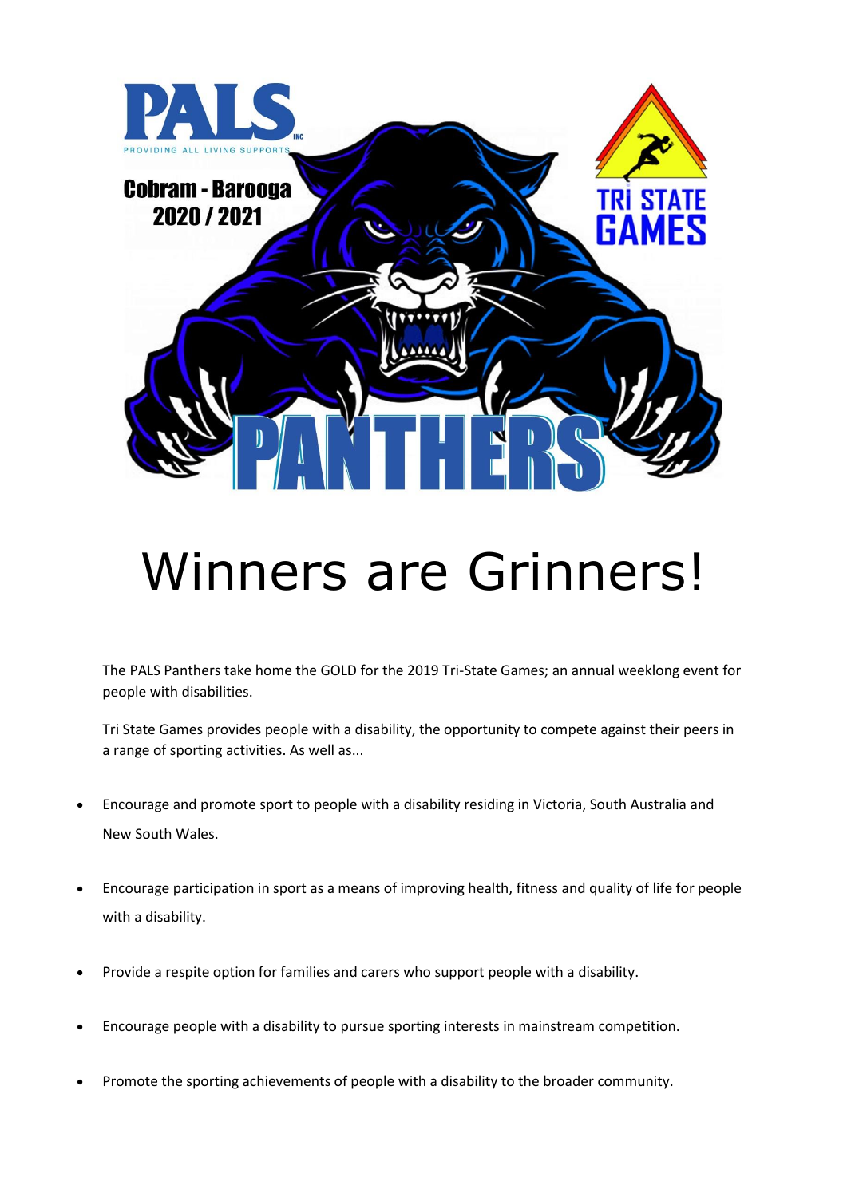PALS

PROVIDING ALL LIVING SUPPORTS INC

Cobram - Barooga

2020 / 2021

TRI STATE GAMES

PANTHERS

# Winners are Grinners!

The PALS Panthers take home the GOLD for the 2019 Tri-State Games; an annual weeklong event for people with disabilities.

Tri State Games provides people with a disability, the opportunity to compete against their peers in a range of sporting activities. As well as...

- Encourage and promote sport to people with a disability residing in Victoria, South Australia and New South Wales.
- Encourage participation in sport as a means of improving health, fitness and quality of life for people with a disability.
- Provide a respite option for families and carers who support people with a disability.
- Encourage people with a disability to pursue sporting interests in mainstream competition.
- Promote the sporting achievements of people with a disability to the broader community.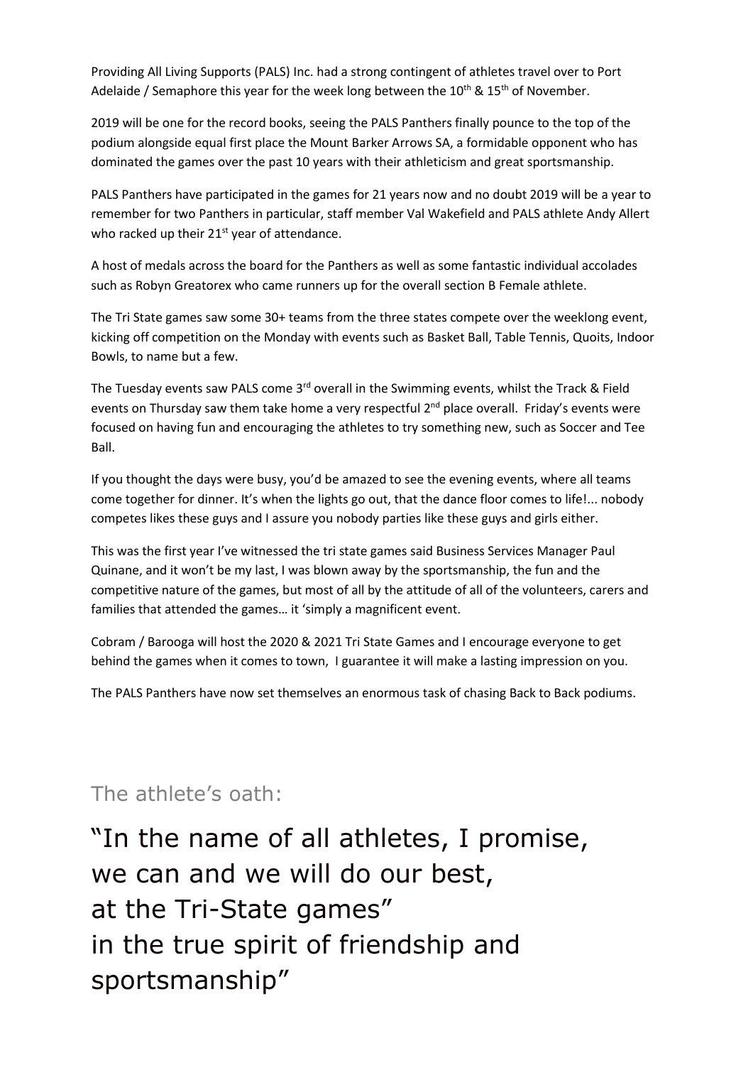Providing All Living Supports (PALS) Inc. had a strong contingent of athletes travel over to Port Adelaide / Semaphore this year for the week long between the 10th & 15th of November.

2019 will be one for the record books, seeing the PALS Panthers finally pounce to the top of the podium alongside equal first place the Mount Barker Arrows SA, a formidable opponent who has dominated the games over the past 10 years with their athleticism and great sportsmanship.

PALS Panthers have participated in the games for 21 years now and no doubt 2019 will be a year to remember for two Panthers in particular, staff member Val Wakefield and PALS athlete Andy Allert who racked up their 21st year of attendance.

A host of medals across the board for the Panthers as well as some fantastic individual accolades such as Robyn Greatorex who came runners up for the overall section B Female athlete.

The Tri State games saw some 30+ teams from the three states compete over the weeklong event, kicking off competition on the Monday with events such as Basket Ball, Table Tennis, Quoits, Indoor Bowls, to name but a few.

The Tuesday events saw PALS come 3rd overall in the Swimming events, whilst the Track & Field events on Thursday saw them take home a very respectful 2nd place overall. Friday's events were focused on having fun and encouraging the athletes to try something new, such as Soccer and Tee Ball.

If you thought the days were busy, you'd be amazed to see the evening events, where all teams come together for dinner. It's when the lights go out, that the dance floor comes to life!... nobody competes likes these guys and I assure you nobody parties like these guys and girls either.

This was the first year I've witnessed the tri state games said Business Services Manager Paul Quinane, and it won't be my last, I was blown away by the sportsmanship, the fun and the competitive nature of the games, but most of all by the attitude of all of the volunteers, carers and families that attended the games… it 'simply a magnificent event.

Cobram / Barooga will host the 2020 & 2021 Tri State Games and I encourage everyone to get behind the games when it comes to town, I guarantee it will make a lasting impression on you.

The PALS Panthers have now set themselves an enormous task of chasing Back to Back podiums.

## The athlete's oath:

# "In the name of all athletes, I promise, we can and we will do our best, at the Tri-State games" in the true spirit of friendship and sportsmanship"